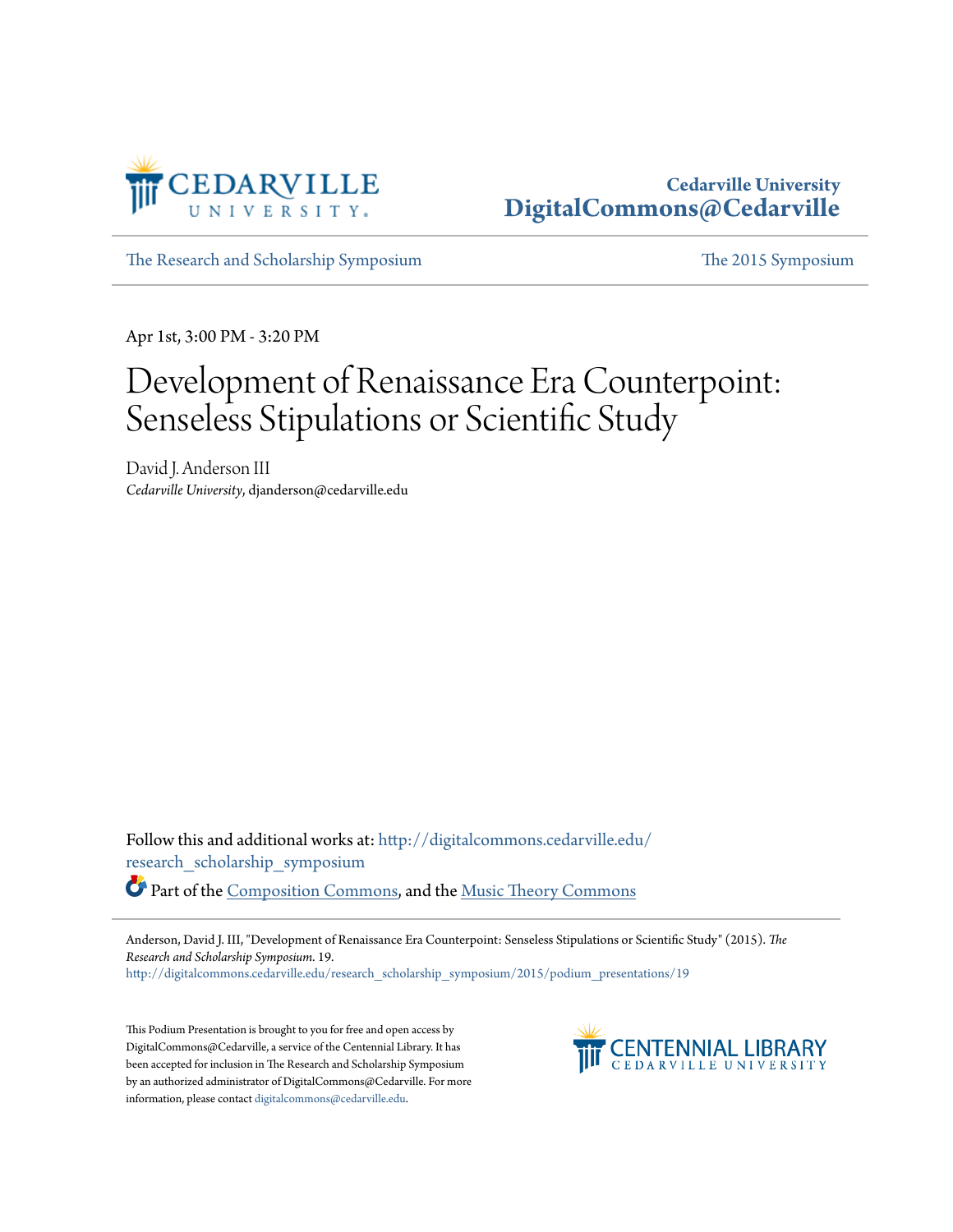Cedarville University
DigitalCommons@Cedarville

The Research and Scholarship Symposium | The 2015 Symposium

Apr 1st, 3:00 PM - 3:20 PM

# Development of Renaissance Era Counterpoint: Senseless Stipulations or Scientific Study

David J. Anderson III
*Cedarville University*, djanderson@cedarville.edu

Follow this and additional works at: http://digitalcommons.cedarville.edu/research_scholarship_symposium

Part of the Composition Commons, and the Music Theory Commons

Anderson, David J. III, "Development of Renaissance Era Counterpoint: Senseless Stipulations or Scientific Study" (2015). *The Research and Scholarship Symposium*. 19.
http://digitalcommons.cedarville.edu/research_scholarship_symposium/2015/podium_presentations/19

This Podium Presentation is brought to you for free and open access by DigitalCommons@Cedarville, a service of the Centennial Library. It has been accepted for inclusion in The Research and Scholarship Symposium by an authorized administrator of DigitalCommons@Cedarville. For more information, please contact digitalcommons@cedarville.edu.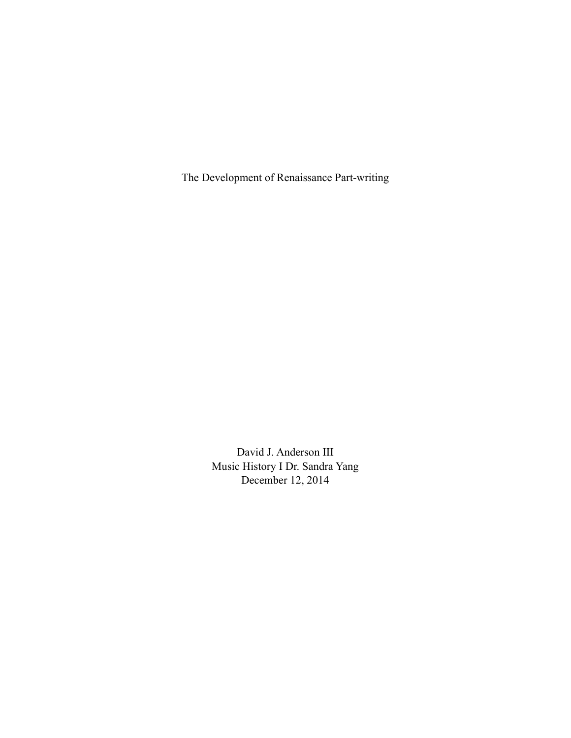# The Development of Renaissance Part-writing

David J. Anderson III
Music History I Dr. Sandra Yang
December 12, 2014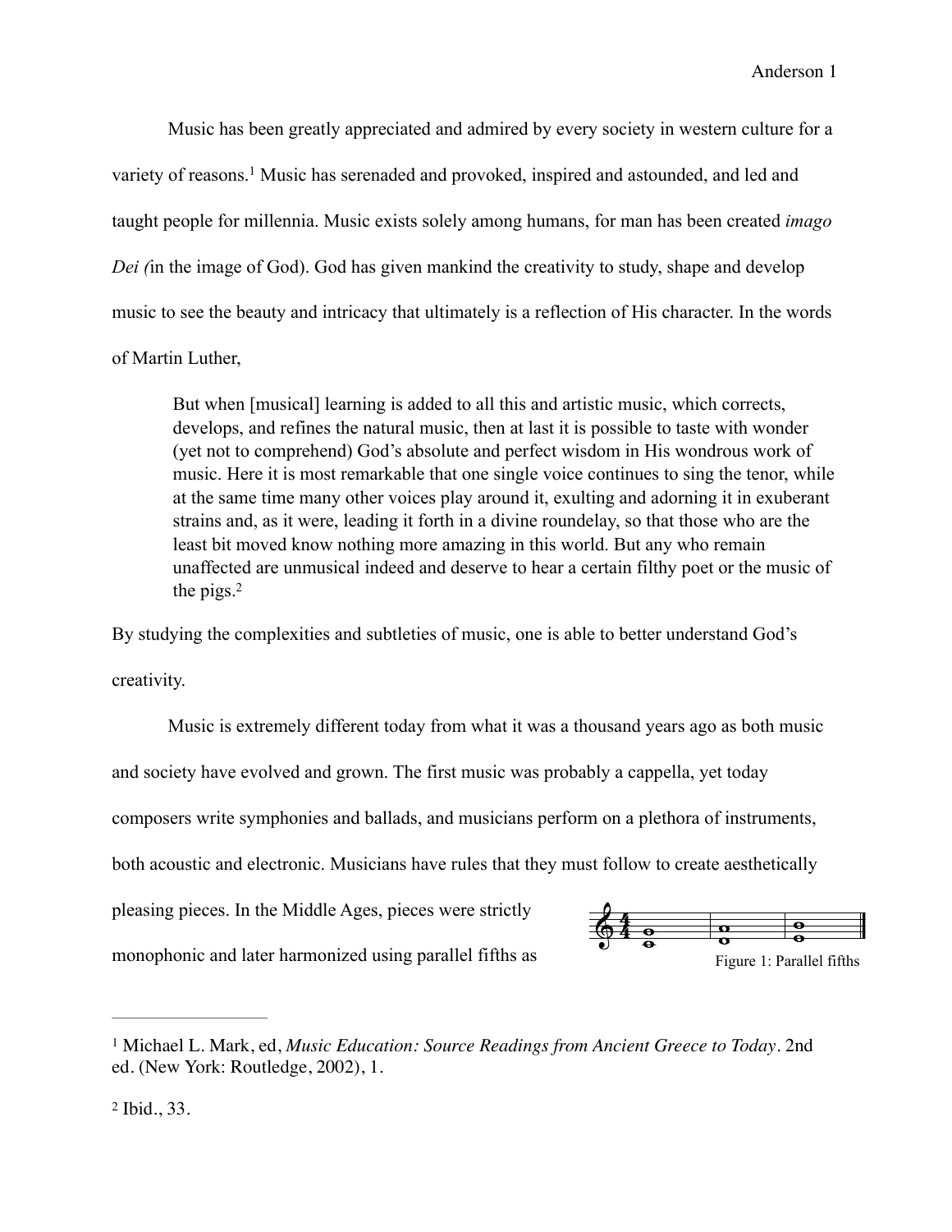Music has been greatly appreciated and admired by every society in western culture for a variety of reasons.[1] Music has serenaded and provoked, inspired and astounded, and led and taught people for millennia. Music exists solely among humans, for man has been created *imago Dei (*in the image of God). God has given mankind the creativity to study, shape and develop music to see the beauty and intricacy that ultimately is a reflection of His character. In the words of Martin Luther,

> But when [musical] learning is added to all this and artistic music, which corrects, develops, and refines the natural music, then at last it is possible to taste with wonder (yet not to comprehend) God's absolute and perfect wisdom in His wondrous work of music. Here it is most remarkable that one single voice continues to sing the tenor, while at the same time many other voices play around it, exulting and adorning it in exuberant strains and, as it were, leading it forth in a divine roundelay, so that those who are the least bit moved know nothing more amazing in this world. But any who remain unaffected are unmusical indeed and deserve to hear a certain filthy poet or the music of the pigs.[2]

By studying the complexities and subtleties of music, one is able to better understand God's creativity.

Music is extremely different today from what it was a thousand years ago as both music and society have evolved and grown. The first music was probably a cappella, yet today composers write symphonies and ballads, and musicians perform on a plethora of instruments, both acoustic and electronic. Musicians have rules that they must follow to create aesthetically pleasing pieces. In the Middle Ages, pieces were strictly monophonic and later harmonized using parallel fifths as

Figure 1: Parallel fifths

---

[1] Michael L. Mark, ed, *Music Education: Source Readings from Ancient Greece to Today*. 2nd ed. (New York: Routledge, 2002), 1.

[2] Ibid., 33.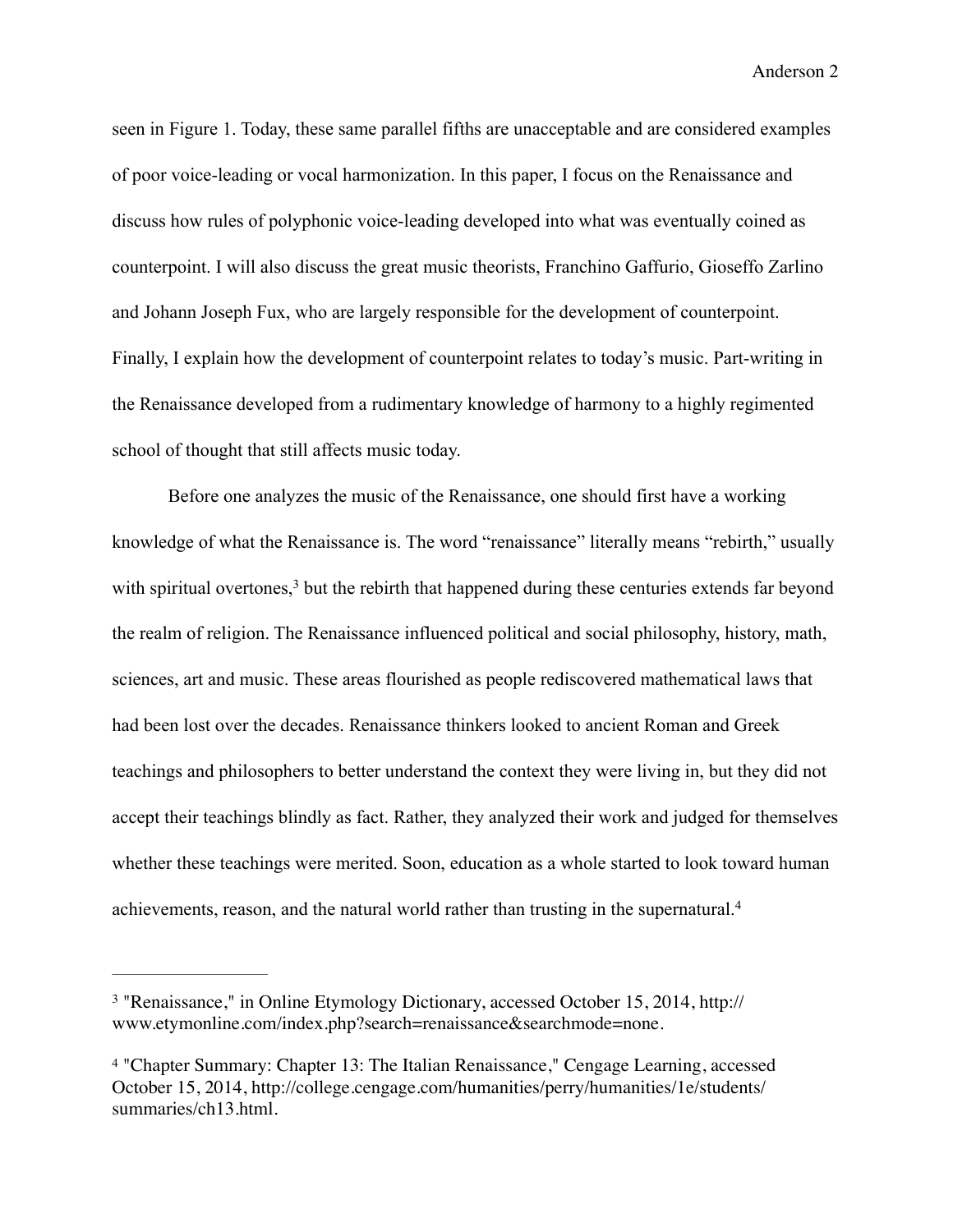seen in Figure 1. Today, these same parallel fifths are unacceptable and are considered examples of poor voice-leading or vocal harmonization. In this paper, I focus on the Renaissance and discuss how rules of polyphonic voice-leading developed into what was eventually coined as counterpoint. I will also discuss the great music theorists, Franchino Gaffurio, Gioseffo Zarlino and Johann Joseph Fux, who are largely responsible for the development of counterpoint. Finally, I explain how the development of counterpoint relates to today's music. Part-writing in the Renaissance developed from a rudimentary knowledge of harmony to a highly regimented school of thought that still affects music today.

Before one analyzes the music of the Renaissance, one should first have a working knowledge of what the Renaissance is. The word "renaissance" literally means "rebirth," usually with spiritual overtones,[3] but the rebirth that happened during these centuries extends far beyond the realm of religion. The Renaissance influenced political and social philosophy, history, math, sciences, art and music. These areas flourished as people rediscovered mathematical laws that had been lost over the decades. Renaissance thinkers looked to ancient Roman and Greek teachings and philosophers to better understand the context they were living in, but they did not accept their teachings blindly as fact. Rather, they analyzed their work and judged for themselves whether these teachings were merited. Soon, education as a whole started to look toward human achievements, reason, and the natural world rather than trusting in the supernatural.[4]

---

[3] "Renaissance," in Online Etymology Dictionary, accessed October 15, 2014, http://www.etymonline.com/index.php?search=renaissance&searchmode=none.

[4] "Chapter Summary: Chapter 13: The Italian Renaissance," Cengage Learning, accessed October 15, 2014, http://college.cengage.com/humanities/perry/humanities/1e/students/summaries/ch13.html.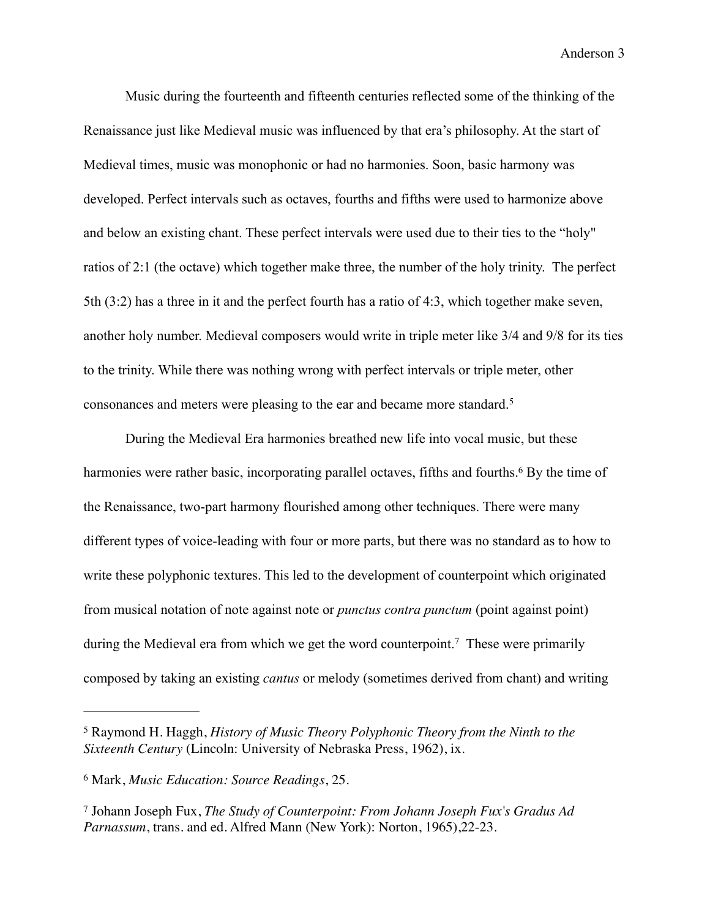Music during the fourteenth and fifteenth centuries reflected some of the thinking of the Renaissance just like Medieval music was influenced by that era's philosophy. At the start of Medieval times, music was monophonic or had no harmonies. Soon, basic harmony was developed. Perfect intervals such as octaves, fourths and fifths were used to harmonize above and below an existing chant. These perfect intervals were used due to their ties to the "holy" ratios of 2:1 (the octave) which together make three, the number of the holy trinity. The perfect 5th (3:2) has a three in it and the perfect fourth has a ratio of 4:3, which together make seven, another holy number. Medieval composers would write in triple meter like 3/4 and 9/8 for its ties to the trinity. While there was nothing wrong with perfect intervals or triple meter, other consonances and meters were pleasing to the ear and became more standard.[5]

During the Medieval Era harmonies breathed new life into vocal music, but these harmonies were rather basic, incorporating parallel octaves, fifths and fourths.[6] By the time of the Renaissance, two-part harmony flourished among other techniques. There were many different types of voice-leading with four or more parts, but there was no standard as to how to write these polyphonic textures. This led to the development of counterpoint which originated from musical notation of note against note or *punctus contra punctum* (point against point) during the Medieval era from which we get the word counterpoint.[7] These were primarily composed by taking an existing *cantus* or melody (sometimes derived from chant) and writing

---

[5] Raymond H. Haggh, *History of Music Theory Polyphonic Theory from the Ninth to the Sixteenth Century* (Lincoln: University of Nebraska Press, 1962), ix.

[6] Mark, *Music Education: Source Readings*, 25.

[7] Johann Joseph Fux, *The Study of Counterpoint: From Johann Joseph Fux's Gradus Ad Parnassum*, trans. and ed. Alfred Mann (New York): Norton, 1965),22-23.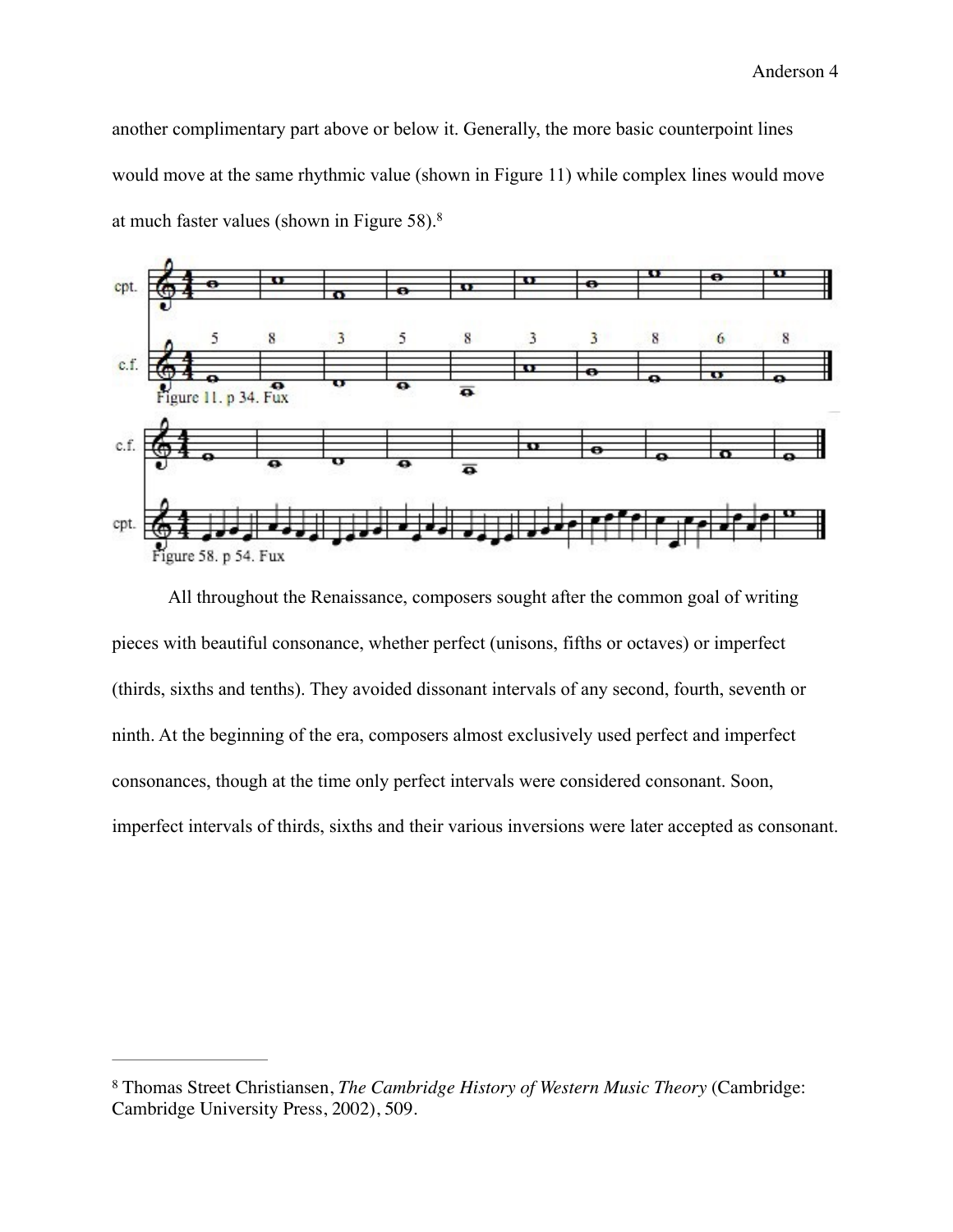another complimentary part above or below it. Generally, the more basic counterpoint lines would move at the same rhythmic value (shown in Figure 11) while complex lines would move at much faster values (shown in Figure 58).[8]

Figure 11. p 34. Fux

Figure 58. p 54. Fux

All throughout the Renaissance, composers sought after the common goal of writing pieces with beautiful consonance, whether perfect (unisons, fifths or octaves) or imperfect (thirds, sixths and tenths). They avoided dissonant intervals of any second, fourth, seventh or ninth. At the beginning of the era, composers almost exclusively used perfect and imperfect consonances, though at the time only perfect intervals were considered consonant. Soon, imperfect intervals of thirds, sixths and their various inversions were later accepted as consonant.

---

[8] Thomas Street Christiansen, *The Cambridge History of Western Music Theory* (Cambridge: Cambridge University Press, 2002), 509.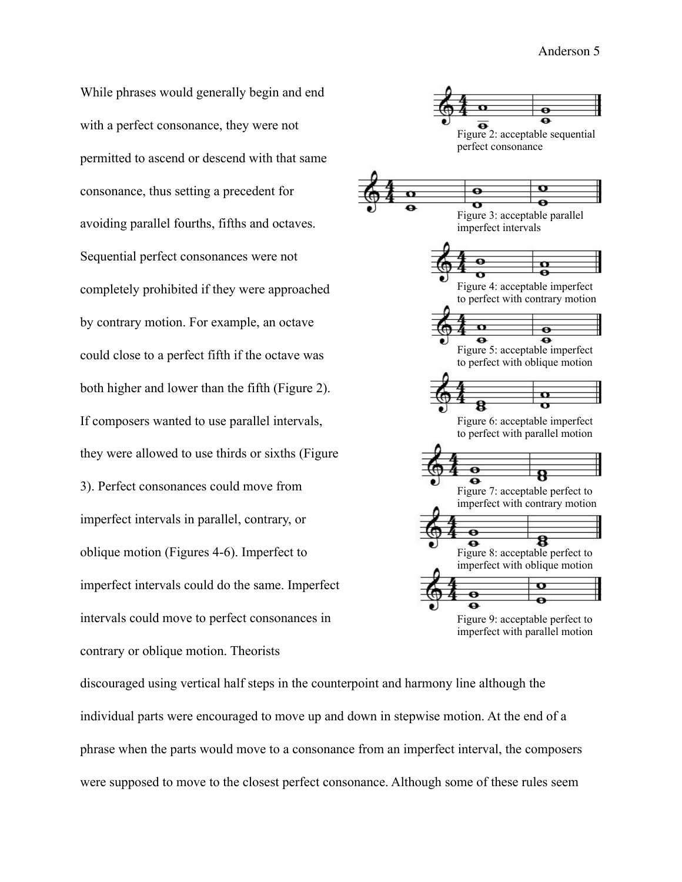While phrases would generally begin and end with a perfect consonance, they were not permitted to ascend or descend with that same consonance, thus setting a precedent for avoiding parallel fourths, fifths and octaves. Sequential perfect consonances were not completely prohibited if they were approached by contrary motion. For example, an octave could close to a perfect fifth if the octave was both higher and lower than the fifth (Figure 2). If composers wanted to use parallel intervals, they were allowed to use thirds or sixths (Figure 3). Perfect consonances could move from imperfect intervals in parallel, contrary, or oblique motion (Figures 4-6). Imperfect to imperfect intervals could do the same. Imperfect intervals could move to perfect consonances in contrary or oblique motion. Theorists discouraged using vertical half steps in the counterpoint and harmony line although the individual parts were encouraged to move up and down in stepwise motion. At the end of a phrase when the parts would move to a consonance from an imperfect interval, the composers were supposed to move to the closest perfect consonance. Although some of these rules seem

Figure 2: acceptable sequential perfect consonance

Figure 3: acceptable parallel imperfect intervals

Figure 4: acceptable imperfect to perfect with contrary motion

Figure 5: acceptable imperfect to perfect with oblique motion

Figure 6: acceptable imperfect to perfect with parallel motion

Figure 7: acceptable perfect to imperfect with contrary motion

Figure 8: acceptable perfect to imperfect with oblique motion

Figure 9: acceptable perfect to imperfect with parallel motion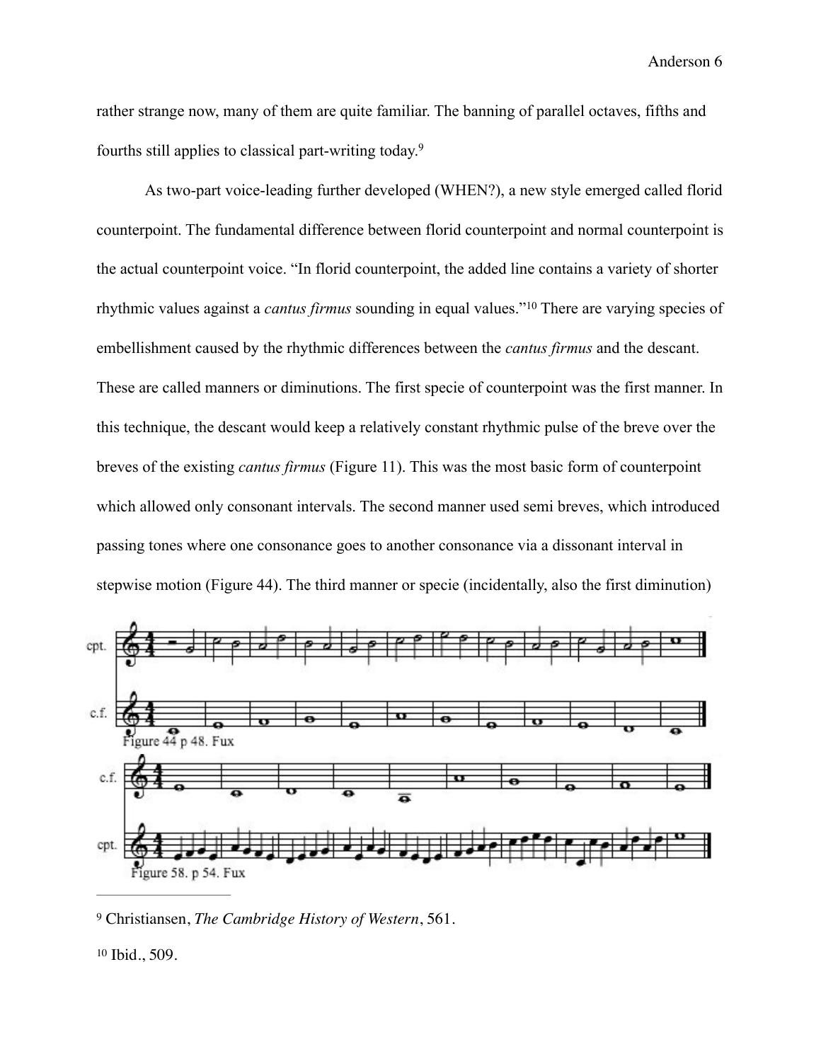rather strange now, many of them are quite familiar. The banning of parallel octaves, fifths and fourths still applies to classical part-writing today.[9]

As two-part voice-leading further developed (WHEN?), a new style emerged called florid counterpoint. The fundamental difference between florid counterpoint and normal counterpoint is the actual counterpoint voice. "In florid counterpoint, the added line contains a variety of shorter rhythmic values against a *cantus firmus* sounding in equal values."[10] There are varying species of embellishment caused by the rhythmic differences between the *cantus firmus* and the descant. These are called manners or diminutions. The first specie of counterpoint was the first manner. In this technique, the descant would keep a relatively constant rhythmic pulse of the breve over the breves of the existing *cantus firmus* (Figure 11). This was the most basic form of counterpoint which allowed only consonant intervals. The second manner used semi breves, which introduced passing tones where one consonance goes to another consonance via a dissonant interval in stepwise motion (Figure 44). The third manner or specie (incidentally, also the first diminution)

Figure 44 p 48. Fux

Figure 58. p 54. Fux

---

[9] Christiansen, *The Cambridge History of Western*, 561.

[10] Ibid., 509.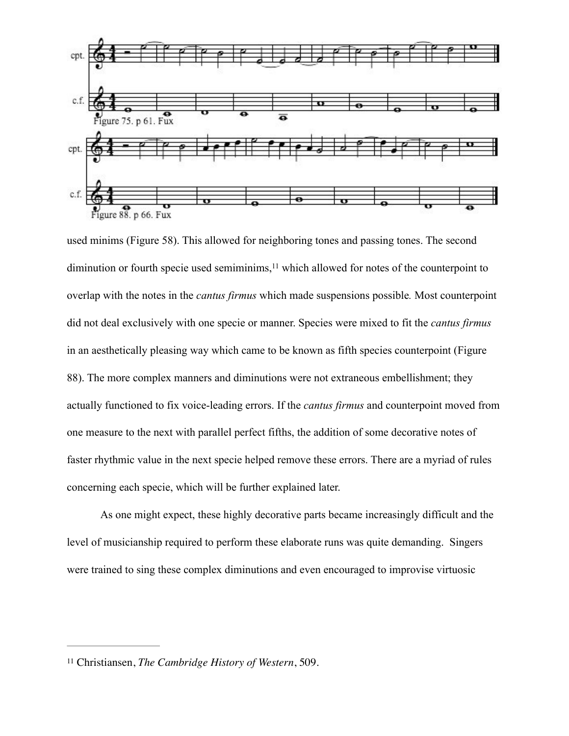Figure 75. p 61. Fux

Figure 88. p 66. Fux

used minims (Figure 58). This allowed for neighboring tones and passing tones. The second diminution or fourth specie used semiminims,[11] which allowed for notes of the counterpoint to overlap with the notes in the *cantus firmus* which made suspensions possible. Most counterpoint did not deal exclusively with one specie or manner. Species were mixed to fit the *cantus firmus* in an aesthetically pleasing way which came to be known as fifth species counterpoint (Figure 88). The more complex manners and diminutions were not extraneous embellishment; they actually functioned to fix voice-leading errors. If the *cantus firmus* and counterpoint moved from one measure to the next with parallel perfect fifths, the addition of some decorative notes of faster rhythmic value in the next specie helped remove these errors. There are a myriad of rules concerning each specie, which will be further explained later.

As one might expect, these highly decorative parts became increasingly difficult and the level of musicianship required to perform these elaborate runs was quite demanding. Singers were trained to sing these complex diminutions and even encouraged to improvise virtuosic

---

[11] Christiansen, *The Cambridge History of Western*, 509.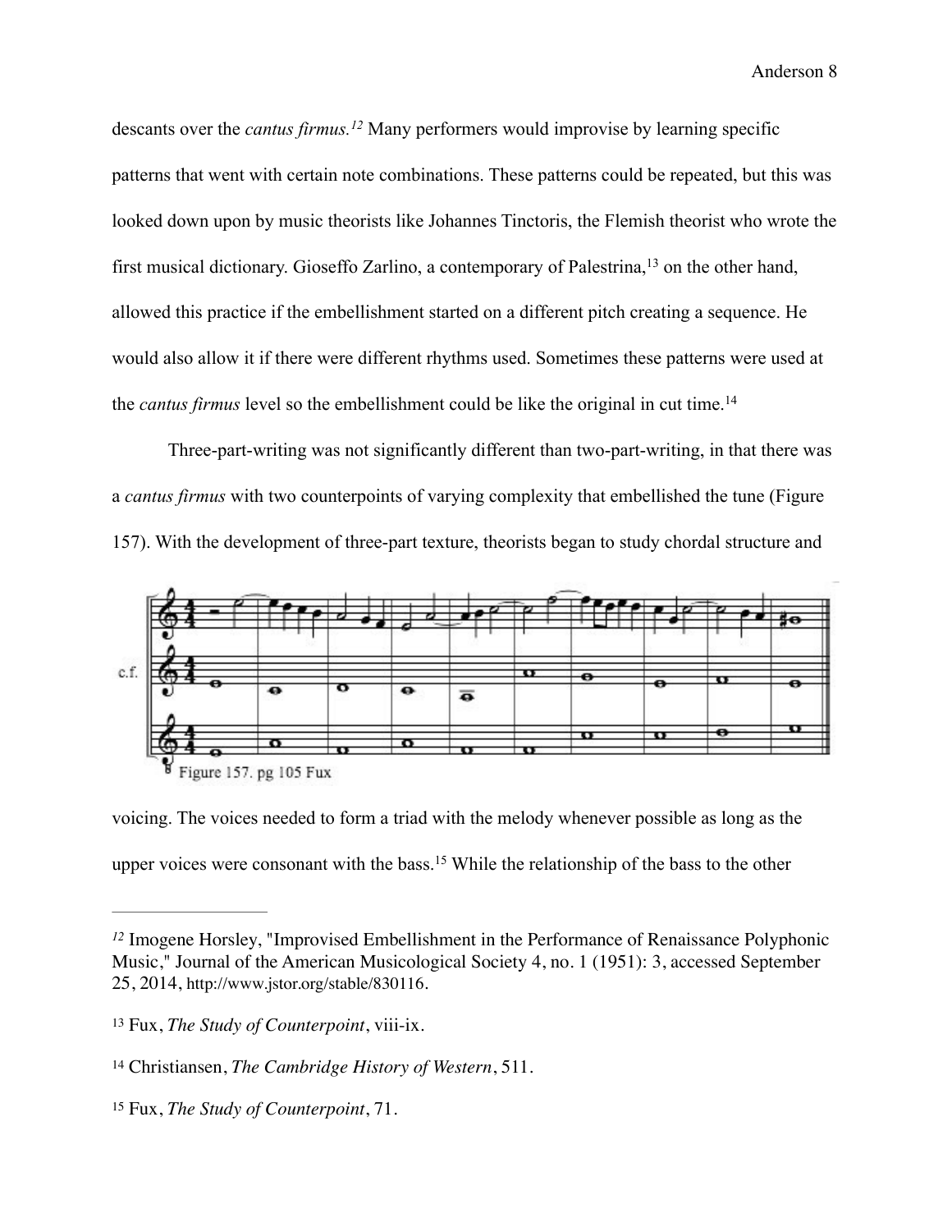descants over the *cantus firmus.*[12] Many performers would improvise by learning specific patterns that went with certain note combinations. These patterns could be repeated, but this was looked down upon by music theorists like Johannes Tinctoris, the Flemish theorist who wrote the first musical dictionary. Gioseffo Zarlino, a contemporary of Palestrina,[13] on the other hand, allowed this practice if the embellishment started on a different pitch creating a sequence. He would also allow it if there were different rhythms used. Sometimes these patterns were used at the *cantus firmus* level so the embellishment could be like the original in cut time.[14]

Three-part-writing was not significantly different than two-part-writing, in that there was a *cantus firmus* with two counterpoints of varying complexity that embellished the tune (Figure 157). With the development of three-part texture, theorists began to study chordal structure and

Figure 157. pg 105 Fux

voicing. The voices needed to form a triad with the melody whenever possible as long as the upper voices were consonant with the bass.[15] While the relationship of the bass to the other

---

[12] Imogene Horsley, "Improvised Embellishment in the Performance of Renaissance Polyphonic Music," Journal of the American Musicological Society 4, no. 1 (1951): 3, accessed September 25, 2014, http://www.jstor.org/stable/830116.

[13] Fux, *The Study of Counterpoint*, viii-ix.

[14] Christiansen, *The Cambridge History of Western*, 511.

[15] Fux, *The Study of Counterpoint*, 71.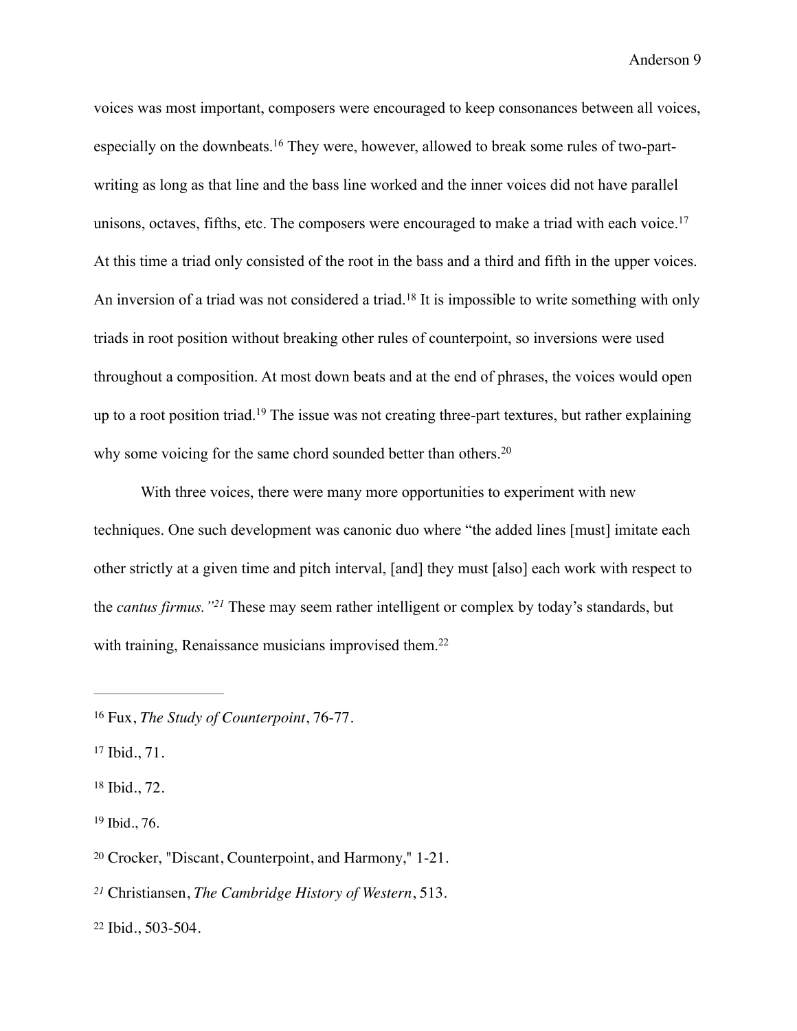voices was most important, composers were encouraged to keep consonances between all voices, especially on the downbeats.[16] They were, however, allowed to break some rules of two-part-writing as long as that line and the bass line worked and the inner voices did not have parallel unisons, octaves, fifths, etc. The composers were encouraged to make a triad with each voice.[17] At this time a triad only consisted of the root in the bass and a third and fifth in the upper voices. An inversion of a triad was not considered a triad.[18] It is impossible to write something with only triads in root position without breaking other rules of counterpoint, so inversions were used throughout a composition. At most down beats and at the end of phrases, the voices would open up to a root position triad.[19] The issue was not creating three-part textures, but rather explaining why some voicing for the same chord sounded better than others.[20]

With three voices, there were many more opportunities to experiment with new techniques. One such development was canonic duo where "the added lines [must] imitate each other strictly at a given time and pitch interval, [and] they must [also] each work with respect to the *cantus firmus."*[21] These may seem rather intelligent or complex by today's standards, but with training, Renaissance musicians improvised them.[22]

---

[16] Fux, *The Study of Counterpoint*, 76-77.

[17] Ibid., 71.

[18] Ibid., 72.

[19] Ibid., 76.

[20] Crocker, "Discant, Counterpoint, and Harmony," 1-21.

[21] Christiansen, *The Cambridge History of Western*, 513.

[22] Ibid., 503-504.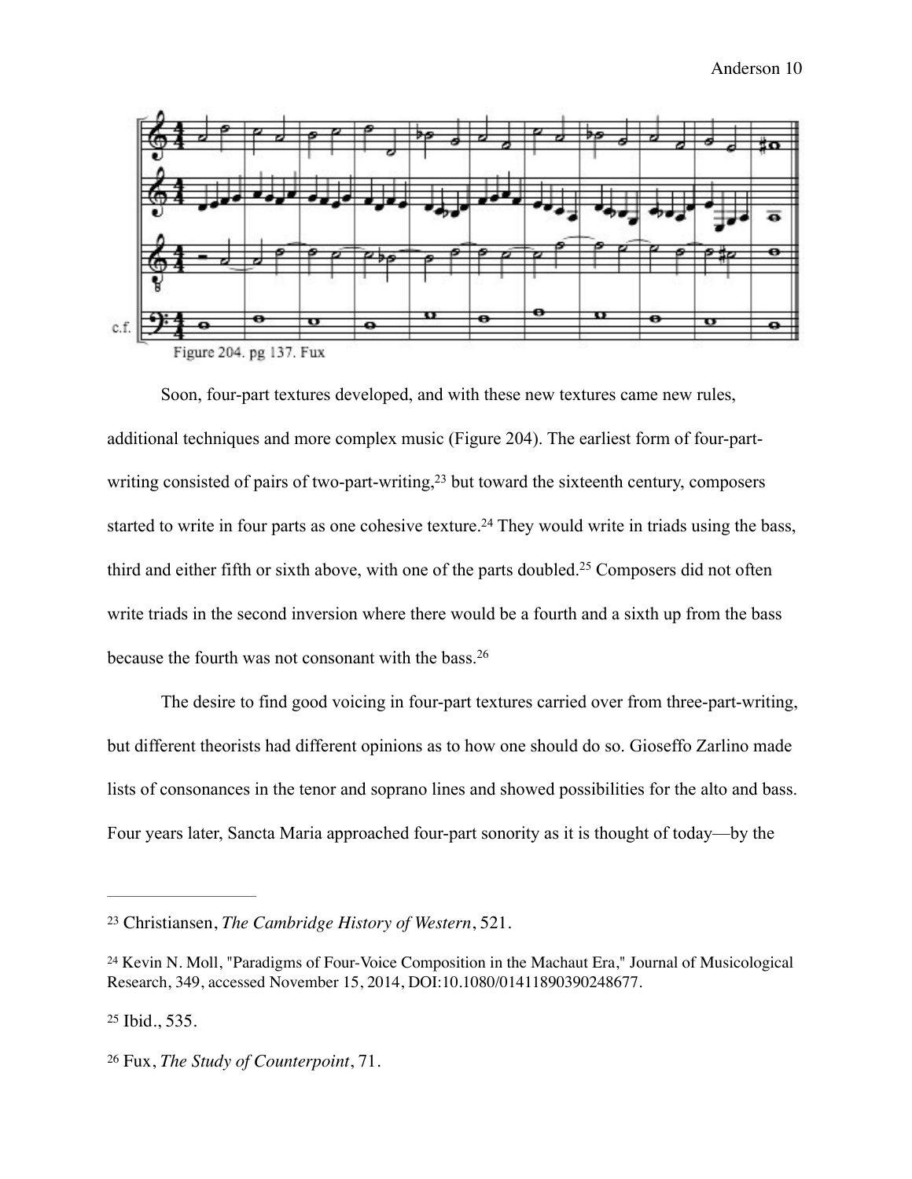Figure 204. pg 137. Fux

Soon, four-part textures developed, and with these new textures came new rules, additional techniques and more complex music (Figure 204). The earliest form of four-part-writing consisted of pairs of two-part-writing,[23] but toward the sixteenth century, composers started to write in four parts as one cohesive texture.[24] They would write in triads using the bass, third and either fifth or sixth above, with one of the parts doubled.[25] Composers did not often write triads in the second inversion where there would be a fourth and a sixth up from the bass because the fourth was not consonant with the bass.[26]

The desire to find good voicing in four-part textures carried over from three-part-writing, but different theorists had different opinions as to how one should do so. Gioseffo Zarlino made lists of consonances in the tenor and soprano lines and showed possibilities for the alto and bass. Four years later, Sancta Maria approached four-part sonority as it is thought of today—by the

---

[23] Christiansen, *The Cambridge History of Western*, 521.

[24] Kevin N. Moll, "Paradigms of Four-Voice Composition in the Machaut Era," Journal of Musicological Research, 349, accessed November 15, 2014, DOI:10.1080/01411890390248677.

[25] Ibid., 535.

[26] Fux, *The Study of Counterpoint*, 71.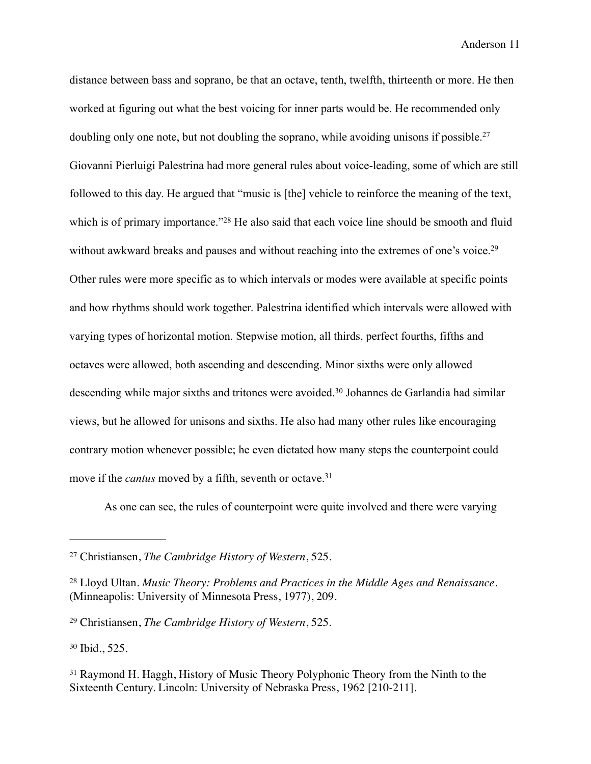distance between bass and soprano, be that an octave, tenth, twelfth, thirteenth or more. He then worked at figuring out what the best voicing for inner parts would be. He recommended only doubling only one note, but not doubling the soprano, while avoiding unisons if possible.[27] Giovanni Pierluigi Palestrina had more general rules about voice-leading, some of which are still followed to this day. He argued that "music is [the] vehicle to reinforce the meaning of the text, which is of primary importance."[28] He also said that each voice line should be smooth and fluid without awkward breaks and pauses and without reaching into the extremes of one's voice.[29] Other rules were more specific as to which intervals or modes were available at specific points and how rhythms should work together. Palestrina identified which intervals were allowed with varying types of horizontal motion. Stepwise motion, all thirds, perfect fourths, fifths and octaves were allowed, both ascending and descending. Minor sixths were only allowed descending while major sixths and tritones were avoided.[30] Johannes de Garlandia had similar views, but he allowed for unisons and sixths. He also had many other rules like encouraging contrary motion whenever possible; he even dictated how many steps the counterpoint could move if the *cantus* moved by a fifth, seventh or octave.[31]

As one can see, the rules of counterpoint were quite involved and there were varying

---

[27] Christiansen, *The Cambridge History of Western*, 525.

[28] Lloyd Ultan. *Music Theory: Problems and Practices in the Middle Ages and Renaissance*. (Minneapolis: University of Minnesota Press, 1977), 209.

[29] Christiansen, *The Cambridge History of Western*, 525.

[30] Ibid., 525.

[31] Raymond H. Haggh, History of Music Theory Polyphonic Theory from the Ninth to the Sixteenth Century. Lincoln: University of Nebraska Press, 1962 [210-211].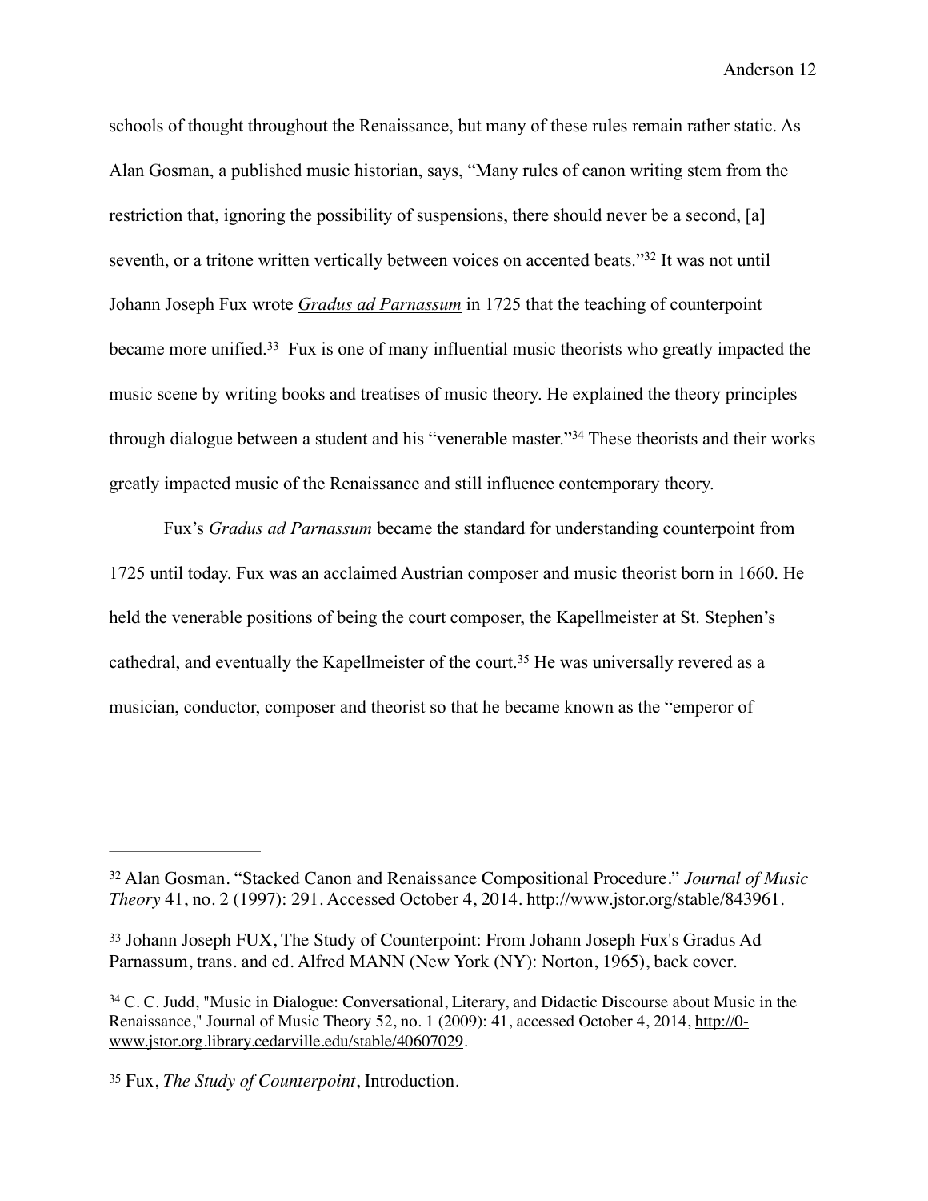schools of thought throughout the Renaissance, but many of these rules remain rather static. As Alan Gosman, a published music historian, says, "Many rules of canon writing stem from the restriction that, ignoring the possibility of suspensions, there should never be a second, [a] seventh, or a tritone written vertically between voices on accented beats."[32] It was not until Johann Joseph Fux wrote _Gradus ad Parnassum_ in 1725 that the teaching of counterpoint became more unified.[33] Fux is one of many influential music theorists who greatly impacted the music scene by writing books and treatises of music theory. He explained the theory principles through dialogue between a student and his "venerable master."[34] These theorists and their works greatly impacted music of the Renaissance and still influence contemporary theory.

Fux's _Gradus ad Parnassum_ became the standard for understanding counterpoint from 1725 until today. Fux was an acclaimed Austrian composer and music theorist born in 1660. He held the venerable positions of being the court composer, the Kapellmeister at St. Stephen's cathedral, and eventually the Kapellmeister of the court.[35] He was universally revered as a musician, conductor, composer and theorist so that he became known as the "emperor of

---

[32] Alan Gosman. "Stacked Canon and Renaissance Compositional Procedure." *Journal of Music Theory* 41, no. 2 (1997): 291. Accessed October 4, 2014. http://www.jstor.org/stable/843961.

[33] Johann Joseph FUX, The Study of Counterpoint: From Johann Joseph Fux's Gradus Ad Parnassum, trans. and ed. Alfred MANN (New York (NY): Norton, 1965), back cover.

[34] C. C. Judd, "Music in Dialogue: Conversational, Literary, and Didactic Discourse about Music in the Renaissance," Journal of Music Theory 52, no. 1 (2009): 41, accessed October 4, 2014, http://0-www.jstor.org.library.cedarville.edu/stable/40607029.

[35] Fux, *The Study of Counterpoint*, Introduction.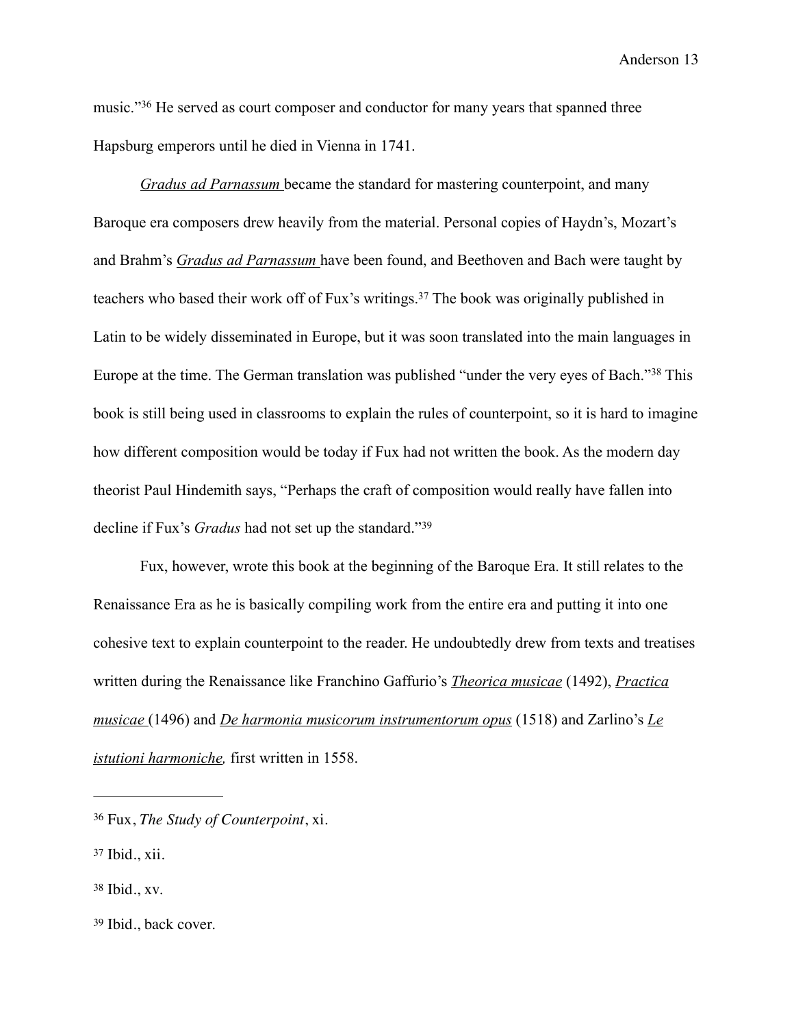music."[36] He served as court composer and conductor for many years that spanned three Hapsburg emperors until he died in Vienna in 1741.

*Gradus ad Parnassum* became the standard for mastering counterpoint, and many Baroque era composers drew heavily from the material. Personal copies of Haydn's, Mozart's and Brahm's *Gradus ad Parnassum* have been found, and Beethoven and Bach were taught by teachers who based their work off of Fux's writings.[37] The book was originally published in Latin to be widely disseminated in Europe, but it was soon translated into the main languages in Europe at the time. The German translation was published "under the very eyes of Bach."[38] This book is still being used in classrooms to explain the rules of counterpoint, so it is hard to imagine how different composition would be today if Fux had not written the book. As the modern day theorist Paul Hindemith says, "Perhaps the craft of composition would really have fallen into decline if Fux's *Gradus* had not set up the standard."[39]

Fux, however, wrote this book at the beginning of the Baroque Era. It still relates to the Renaissance Era as he is basically compiling work from the entire era and putting it into one cohesive text to explain counterpoint to the reader. He undoubtedly drew from texts and treatises written during the Renaissance like Franchino Gaffurio's *Theorica musicae* (1492), *Practica musicae* (1496) and *De harmonia musicorum instrumentorum opus* (1518) and Zarlino's *Le istutioni harmoniche,* first written in 1558.

---

[36] Fux, *The Study of Counterpoint*, xi.

[37] Ibid., xii.

[38] Ibid., xv.

[39] Ibid., back cover.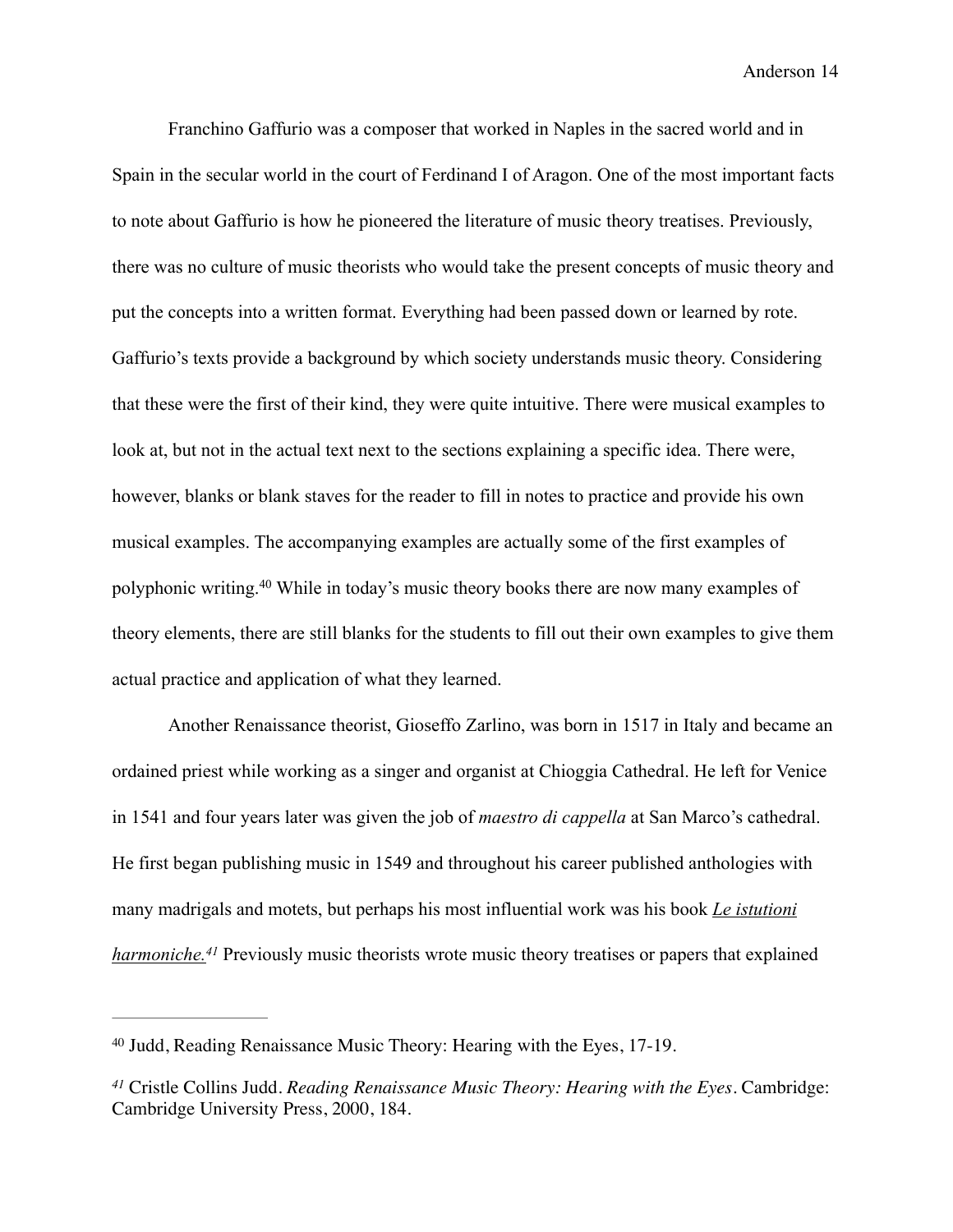Franchino Gaffurio was a composer that worked in Naples in the sacred world and in Spain in the secular world in the court of Ferdinand I of Aragon. One of the most important facts to note about Gaffurio is how he pioneered the literature of music theory treatises. Previously, there was no culture of music theorists who would take the present concepts of music theory and put the concepts into a written format. Everything had been passed down or learned by rote. Gaffurio's texts provide a background by which society understands music theory. Considering that these were the first of their kind, they were quite intuitive. There were musical examples to look at, but not in the actual text next to the sections explaining a specific idea. There were, however, blanks or blank staves for the reader to fill in notes to practice and provide his own musical examples. The accompanying examples are actually some of the first examples of polyphonic writing.[40] While in today's music theory books there are now many examples of theory elements, there are still blanks for the students to fill out their own examples to give them actual practice and application of what they learned.

Another Renaissance theorist, Gioseffo Zarlino, was born in 1517 in Italy and became an ordained priest while working as a singer and organist at Chioggia Cathedral. He left for Venice in 1541 and four years later was given the job of *maestro di cappella* at San Marco's cathedral. He first began publishing music in 1549 and throughout his career published anthologies with many madrigals and motets, but perhaps his most influential work was his book *Le istutioni harmoniche.*[41] Previously music theorists wrote music theory treatises or papers that explained

---

[40] Judd, Reading Renaissance Music Theory: Hearing with the Eyes, 17-19.

[41] Cristle Collins Judd. *Reading Renaissance Music Theory: Hearing with the Eyes*. Cambridge: Cambridge University Press, 2000, 184.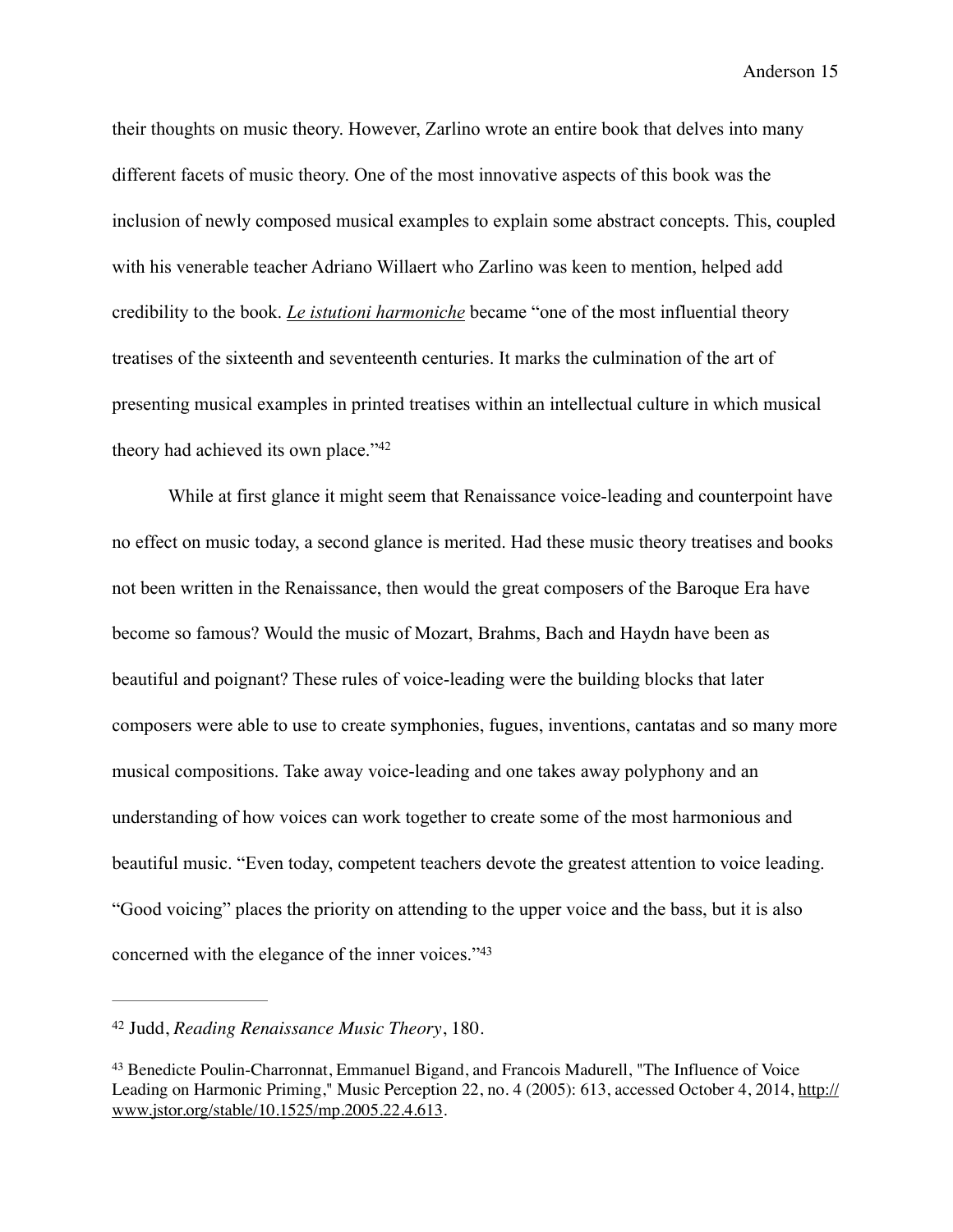their thoughts on music theory. However, Zarlino wrote an entire book that delves into many different facets of music theory. One of the most innovative aspects of this book was the inclusion of newly composed musical examples to explain some abstract concepts. This, coupled with his venerable teacher Adriano Willaert who Zarlino was keen to mention, helped add credibility to the book. *Le istutioni harmoniche* became "one of the most influential theory treatises of the sixteenth and seventeenth centuries. It marks the culmination of the art of presenting musical examples in printed treatises within an intellectual culture in which musical theory had achieved its own place."[42]

While at first glance it might seem that Renaissance voice-leading and counterpoint have no effect on music today, a second glance is merited. Had these music theory treatises and books not been written in the Renaissance, then would the great composers of the Baroque Era have become so famous? Would the music of Mozart, Brahms, Bach and Haydn have been as beautiful and poignant? These rules of voice-leading were the building blocks that later composers were able to use to create symphonies, fugues, inventions, cantatas and so many more musical compositions. Take away voice-leading and one takes away polyphony and an understanding of how voices can work together to create some of the most harmonious and beautiful music. "Even today, competent teachers devote the greatest attention to voice leading. "Good voicing" places the priority on attending to the upper voice and the bass, but it is also concerned with the elegance of the inner voices."[43]

---

[42] Judd, *Reading Renaissance Music Theory*, 180.

[43] Benedicte Poulin-Charronnat, Emmanuel Bigand, and Francois Madurell, "The Influence of Voice Leading on Harmonic Priming," Music Perception 22, no. 4 (2005): 613, accessed October 4, 2014, http://www.jstor.org/stable/10.1525/mp.2005.22.4.613.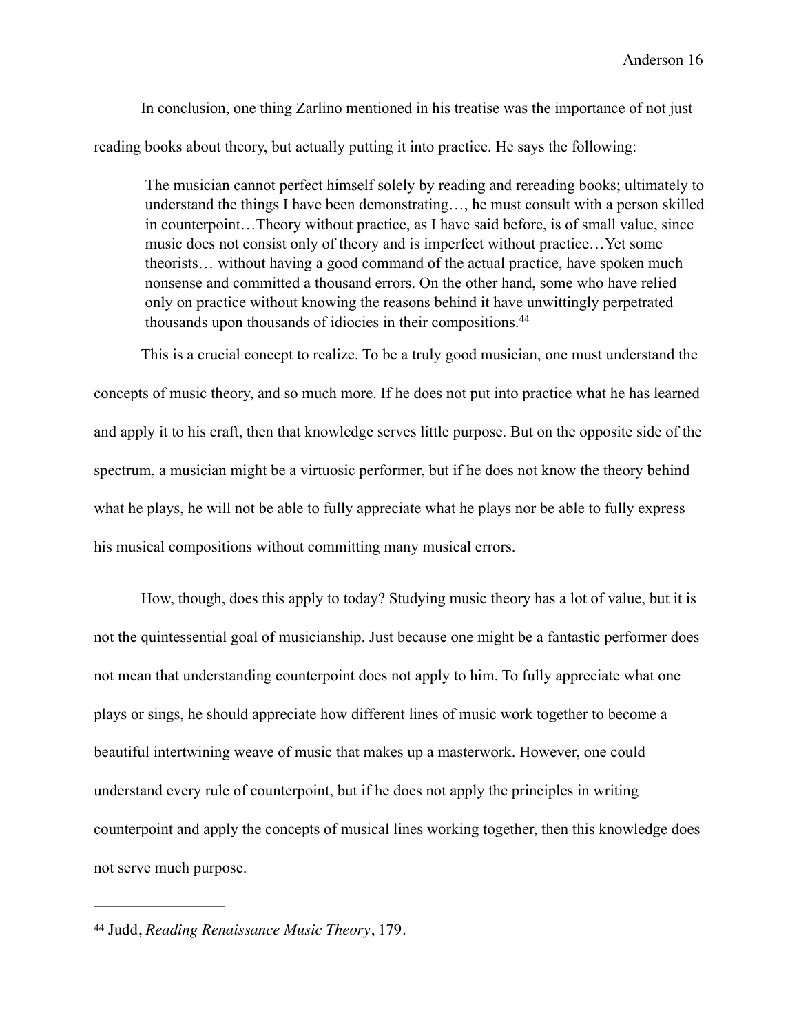In conclusion, one thing Zarlino mentioned in his treatise was the importance of not just reading books about theory, but actually putting it into practice. He says the following:

> The musician cannot perfect himself solely by reading and rereading books; ultimately to understand the things I have been demonstrating…, he must consult with a person skilled in counterpoint…Theory without practice, as I have said before, is of small value, since music does not consist only of theory and is imperfect without practice…Yet some theorists… without having a good command of the actual practice, have spoken much nonsense and committed a thousand errors. On the other hand, some who have relied only on practice without knowing the reasons behind it have unwittingly perpetrated thousands upon thousands of idiocies in their compositions.[44]

This is a crucial concept to realize. To be a truly good musician, one must understand the concepts of music theory, and so much more. If he does not put into practice what he has learned and apply it to his craft, then that knowledge serves little purpose. But on the opposite side of the spectrum, a musician might be a virtuosic performer, but if he does not know the theory behind what he plays, he will not be able to fully appreciate what he plays nor be able to fully express his musical compositions without committing many musical errors.

How, though, does this apply to today? Studying music theory has a lot of value, but it is not the quintessential goal of musicianship. Just because one might be a fantastic performer does not mean that understanding counterpoint does not apply to him. To fully appreciate what one plays or sings, he should appreciate how different lines of music work together to become a beautiful intertwining weave of music that makes up a masterwork. However, one could understand every rule of counterpoint, but if he does not apply the principles in writing counterpoint and apply the concepts of musical lines working together, then this knowledge does not serve much purpose.

---

[44] Judd, *Reading Renaissance Music Theory*, 179.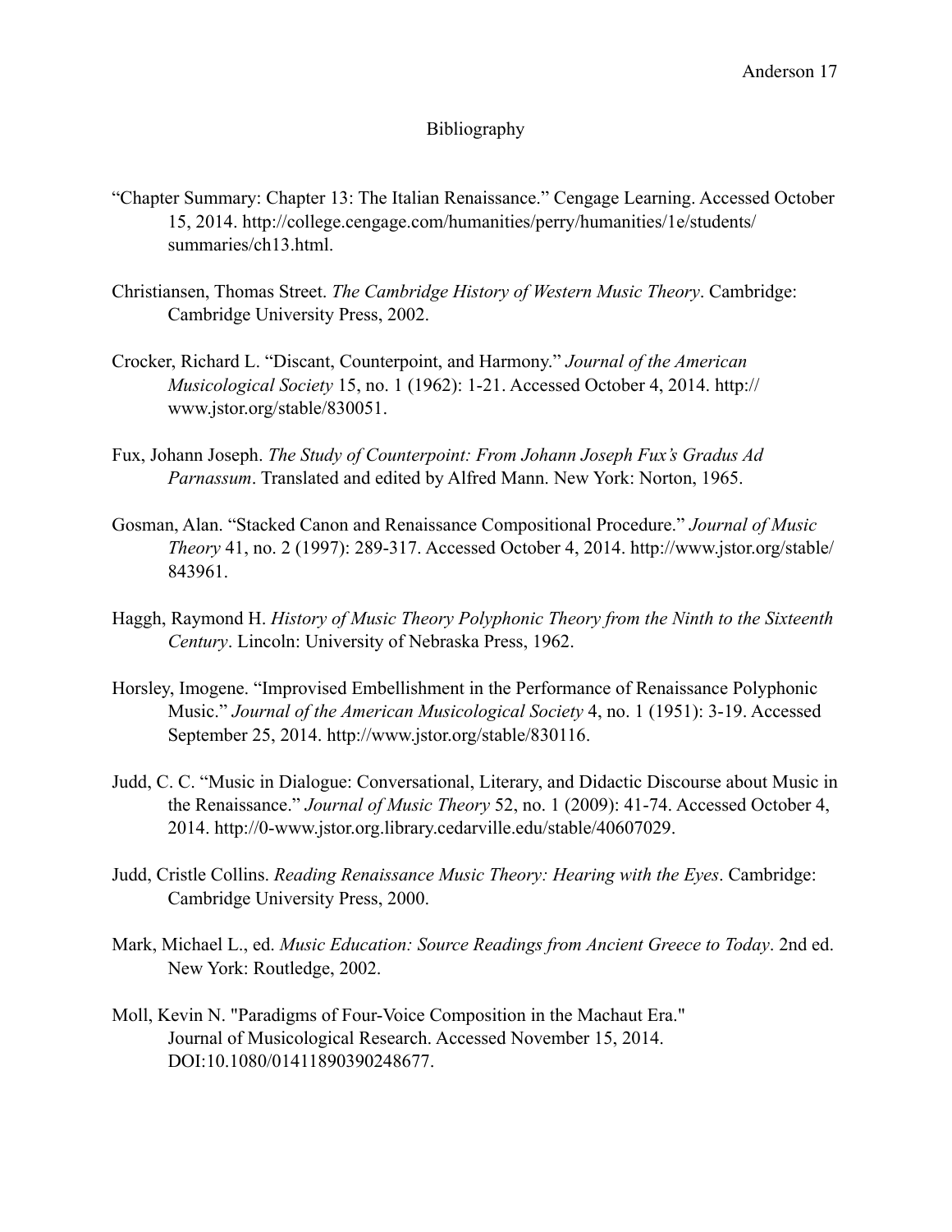# Bibliography

"Chapter Summary: Chapter 13: The Italian Renaissance." Cengage Learning. Accessed October 15, 2014. http://college.cengage.com/humanities/perry/humanities/1e/students/summaries/ch13.html.

Christiansen, Thomas Street. *The Cambridge History of Western Music Theory*. Cambridge: Cambridge University Press, 2002.

Crocker, Richard L. "Discant, Counterpoint, and Harmony." *Journal of the American Musicological Society* 15, no. 1 (1962): 1-21. Accessed October 4, 2014. http://www.jstor.org/stable/830051.

Fux, Johann Joseph. *The Study of Counterpoint: From Johann Joseph Fux's Gradus Ad Parnassum*. Translated and edited by Alfred Mann. New York: Norton, 1965.

Gosman, Alan. "Stacked Canon and Renaissance Compositional Procedure." *Journal of Music Theory* 41, no. 2 (1997): 289-317. Accessed October 4, 2014. http://www.jstor.org/stable/843961.

Haggh, Raymond H. *History of Music Theory Polyphonic Theory from the Ninth to the Sixteenth Century*. Lincoln: University of Nebraska Press, 1962.

Horsley, Imogene. "Improvised Embellishment in the Performance of Renaissance Polyphonic Music." *Journal of the American Musicological Society* 4, no. 1 (1951): 3-19. Accessed September 25, 2014. http://www.jstor.org/stable/830116.

Judd, C. C. "Music in Dialogue: Conversational, Literary, and Didactic Discourse about Music in the Renaissance." *Journal of Music Theory* 52, no. 1 (2009): 41-74. Accessed October 4, 2014. http://0-www.jstor.org.library.cedarville.edu/stable/40607029.

Judd, Cristle Collins. *Reading Renaissance Music Theory: Hearing with the Eyes*. Cambridge: Cambridge University Press, 2000.

Mark, Michael L., ed. *Music Education: Source Readings from Ancient Greece to Today*. 2nd ed. New York: Routledge, 2002.

Moll, Kevin N. "Paradigms of Four-Voice Composition in the Machaut Era." Journal of Musicological Research. Accessed November 15, 2014. DOI:10.1080/01411890390248677.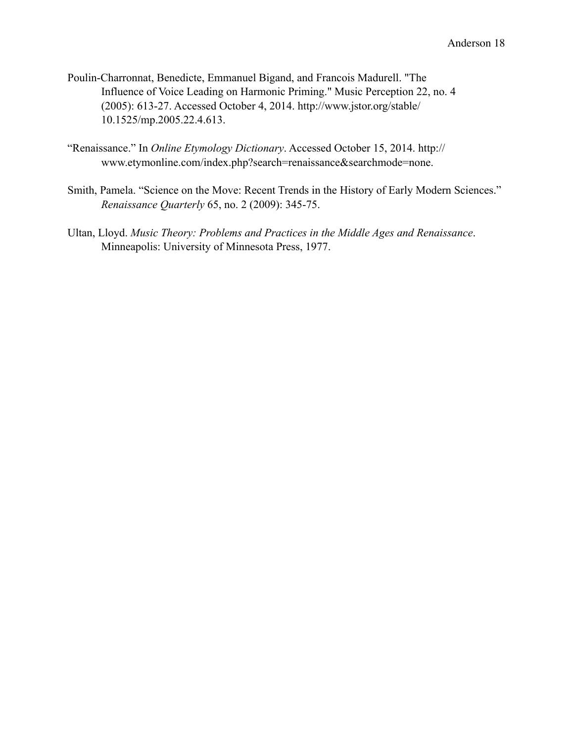Poulin-Charronnat, Benedicte, Emmanuel Bigand, and Francois Madurell. "The Influence of Voice Leading on Harmonic Priming." Music Perception 22, no. 4 (2005): 613-27. Accessed October 4, 2014. http://www.jstor.org/stable/10.1525/mp.2005.22.4.613.

"Renaissance." In *Online Etymology Dictionary*. Accessed October 15, 2014. http://www.etymonline.com/index.php?search=renaissance&searchmode=none.

Smith, Pamela. "Science on the Move: Recent Trends in the History of Early Modern Sciences." *Renaissance Quarterly* 65, no. 2 (2009): 345-75.

Ultan, Lloyd. *Music Theory: Problems and Practices in the Middle Ages and Renaissance*. Minneapolis: University of Minnesota Press, 1977.